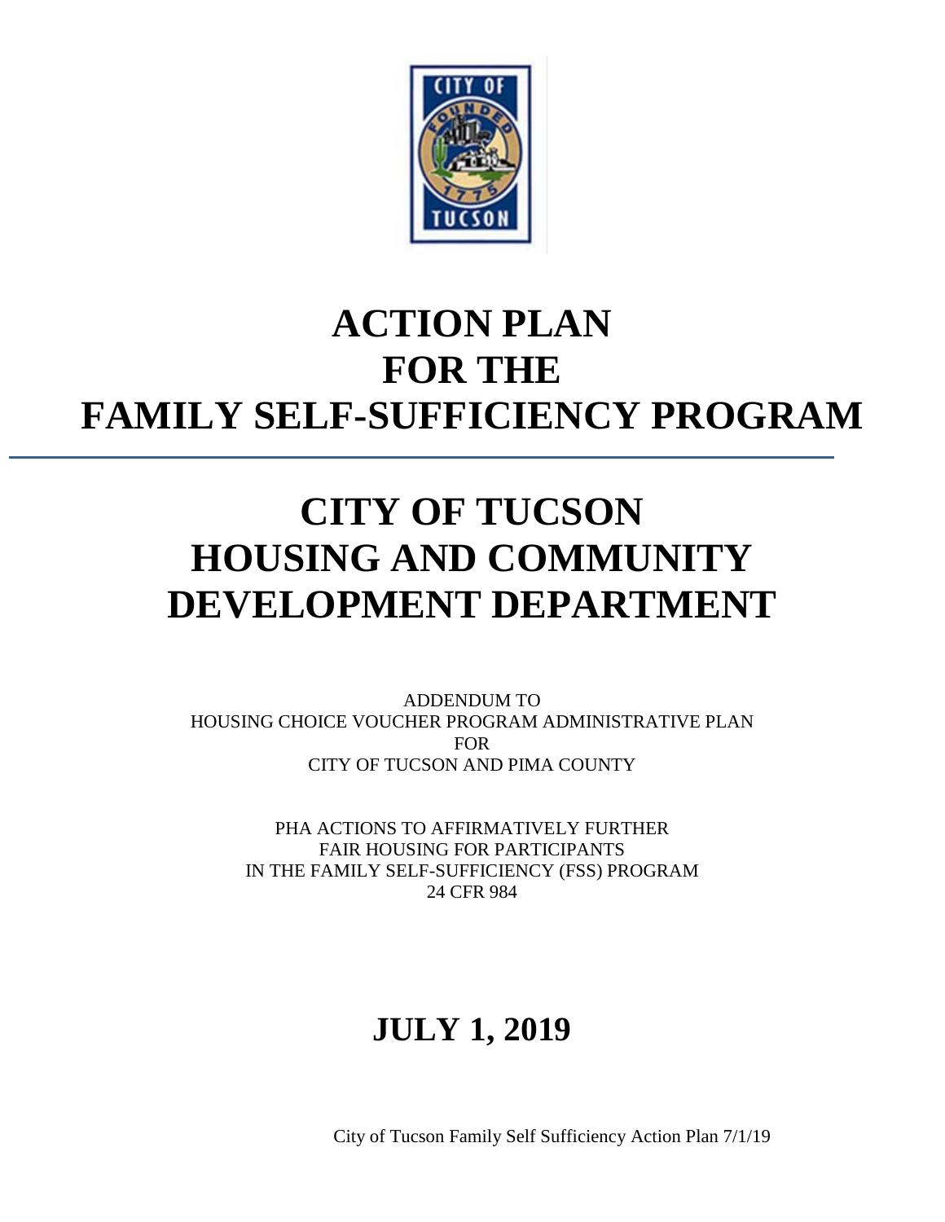# ACTION PLAN
# FOR THE
# FAMILY SELF-SUFFICIENCY PROGRAM

# CITY OF TUCSON
# HOUSING AND COMMUNITY DEVELOPMENT DEPARTMENT

ADDENDUM TO
HOUSING CHOICE VOUCHER PROGRAM ADMINISTRATIVE PLAN
FOR
CITY OF TUCSON AND PIMA COUNTY

PHA ACTIONS TO AFFIRMATIVELY FURTHER
FAIR HOUSING FOR PARTICIPANTS
IN THE FAMILY SELF-SUFFICIENCY (FSS) PROGRAM
24 CFR 984

## JULY 1, 2019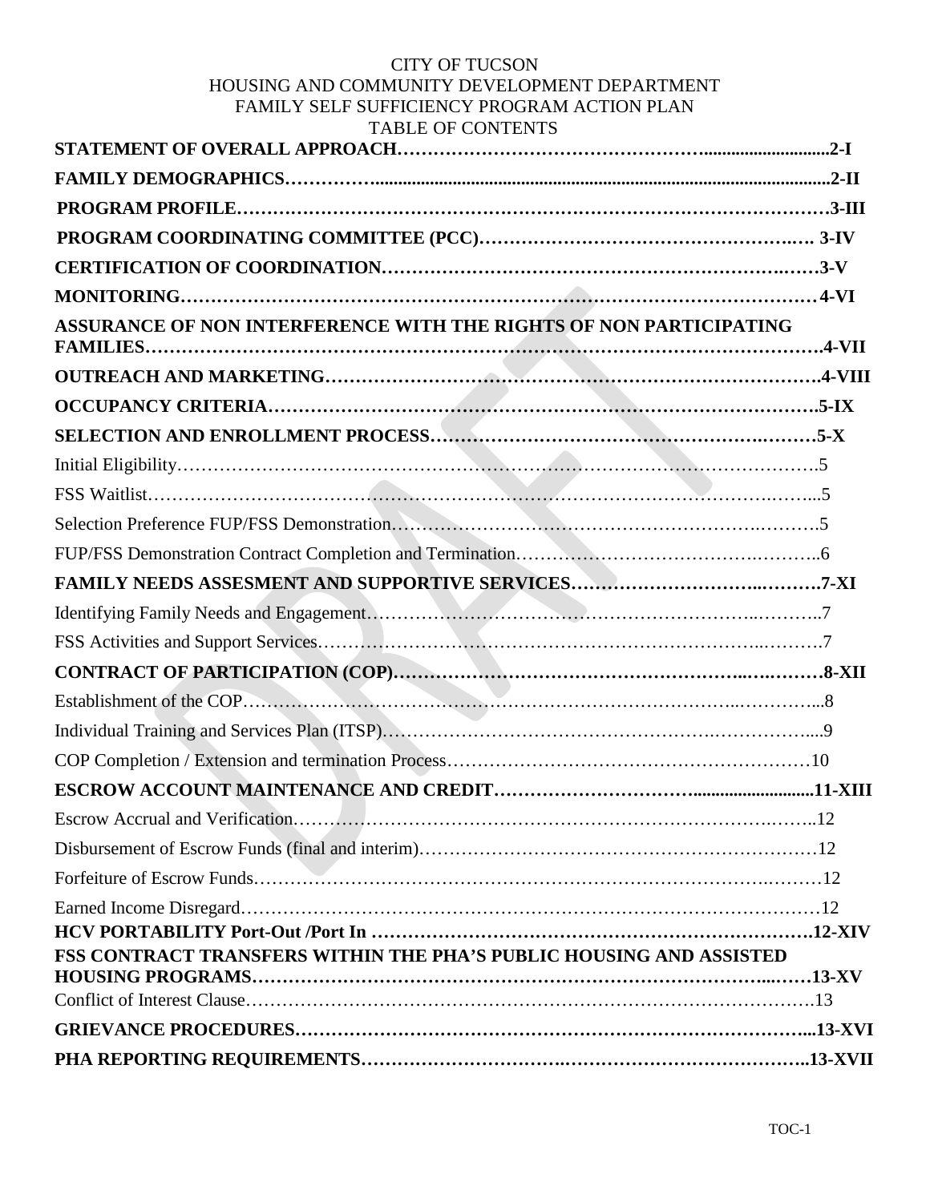CITY OF TUCSON
HOUSING AND COMMUNITY DEVELOPMENT DEPARTMENT
FAMILY SELF SUFFICIENCY PROGRAM ACTION PLAN
TABLE OF CONTENTS

**STATEMENT OF OVERALL APPROACH……………………………………………..........................2-I**

**FAMILY DEMOGRAPHICS…………....................................................................................................2-II**

**PROGRAM PROFILE………………………………………………………………………………………3-III**

**PROGRAM COORDINATING COMMITTEE (PCC)………………………………………………… 3-IV**

**CERTIFICATION OF COORDINATION…………………………………………………………3-V**

**MONITORING……………………………………………………………………………………… 4-VI**

**ASSURANCE OF NON INTERFERENCE WITH THE RIGHTS OF NON PARTICIPATING FAMILIES………………………………………………………………………………………….4-VII**

**OUTREACH AND MARKETING…………………………………………………………………….4-VIII**

**OCCUPANCY CRITERIA……………………………………………………………………………….5-IX**

**SELECTION AND ENROLLMENT PROCESS………………………………………………………5-X**

Initial Eligibility…………………………………………………………………………………………….5

FSS Waitlist………………………………………………………………………………………………...5

Selection Preference FUP/FSS Demonstration……………………………………………………….5

FUP/FSS Demonstration Contract Completion and Termination………………………………………..6

**FAMILY NEEDS ASSESMENT AND SUPPORTIVE SERVICES………………………………….7-XI**

Identifying Family Needs and Engagement……………………………………………………..………..7

FSS Activities and Support Services……………………………………………………………..……….7

**CONTRACT OF PARTICIPATION (COP)…………………………………………………..…..………8-XII**

Establishment of the COP………………………………………………………………………..…………...8

Individual Training and Services Plan (ITSP)…………………………………………….……………....9

COP Completion / Extension and termination Process…………………………………………………10

**ESCROW ACCOUNT MAINTENANCE AND CREDIT…………………………...........................11-XIII**

Escrow Accrual and Verification……………………………………………………………………..12

Disbursement of Escrow Funds (final and interim)…………………………………………………………12

Forfeiture of Escrow Funds………………………………………………………………………………12

Earned Income Disregard…………………………………………………………………………………12

**HCV PORTABILITY Port-Out /Port In ……………………………………………………………….12-XIV**

**FSS CONTRACT TRANSFERS WITHIN THE PHA'S PUBLIC HOUSING AND ASSISTED HOUSING PROGRAMS…………………………………………………………………...……13-XV**

Conflict of Interest Clause……………………………………………………………………………….13

**GRIEVANCE PROCEDURES…………………………………………………………………………...13-XVI**

**PHA REPORTING REQUIREMENTS………………………….………………………………………..13-XVII**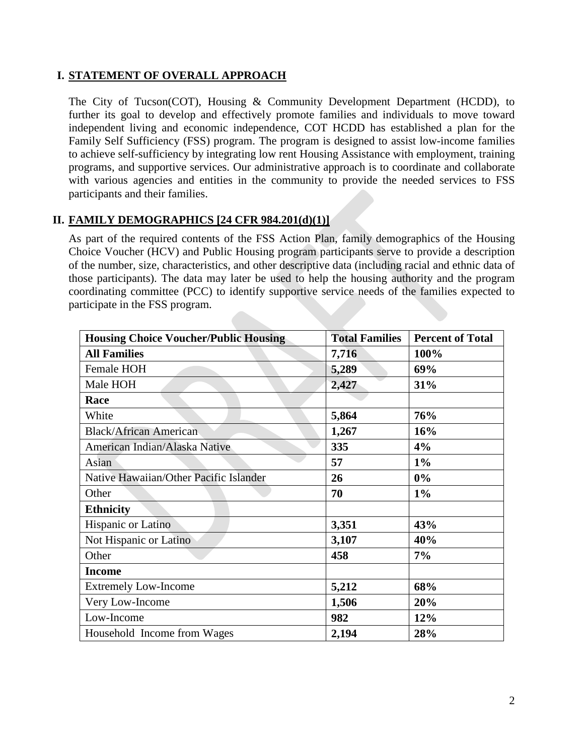## I. STATEMENT OF OVERALL APPROACH

The City of Tucson(COT), Housing & Community Development Department (HCDD), to further its goal to develop and effectively promote families and individuals to move toward independent living and economic independence, COT HCDD has established a plan for the Family Self Sufficiency (FSS) program. The program is designed to assist low-income families to achieve self-sufficiency by integrating low rent Housing Assistance with employment, training programs, and supportive services. Our administrative approach is to coordinate and collaborate with various agencies and entities in the community to provide the needed services to FSS participants and their families.

## II. FAMILY DEMOGRAPHICS [24 CFR 984.201(d)(1)]

As part of the required contents of the FSS Action Plan, family demographics of the Housing Choice Voucher (HCV) and Public Housing program participants serve to provide a description of the number, size, characteristics, and other descriptive data (including racial and ethnic data of those participants). The data may later be used to help the housing authority and the program coordinating committee (PCC) to identify supportive service needs of the families expected to participate in the FSS program.

| Housing Choice Voucher/Public Housing | Total Families | Percent of Total |
|---|---|---|
| **All Families** | **7,716** | **100%** |
| Female HOH | **5,289** | **69%** |
| Male HOH | **2,427** | **31%** |
| **Race** | | |
| White | **5,864** | **76%** |
| Black/African American | **1,267** | **16%** |
| American Indian/Alaska Native | **335** | **4%** |
| Asian | **57** | **1%** |
| Native Hawaiian/Other Pacific Islander | **26** | **0%** |
| Other | **70** | **1%** |
| **Ethnicity** | | |
| Hispanic or Latino | **3,351** | **43%** |
| Not Hispanic or Latino | **3,107** | **40%** |
| Other | **458** | **7%** |
| **Income** | | |
| Extremely Low-Income | **5,212** | **68%** |
| Very Low-Income | **1,506** | **20%** |
| Low-Income | **982** | **12%** |
| Household Income from Wages | **2,194** | **28%** |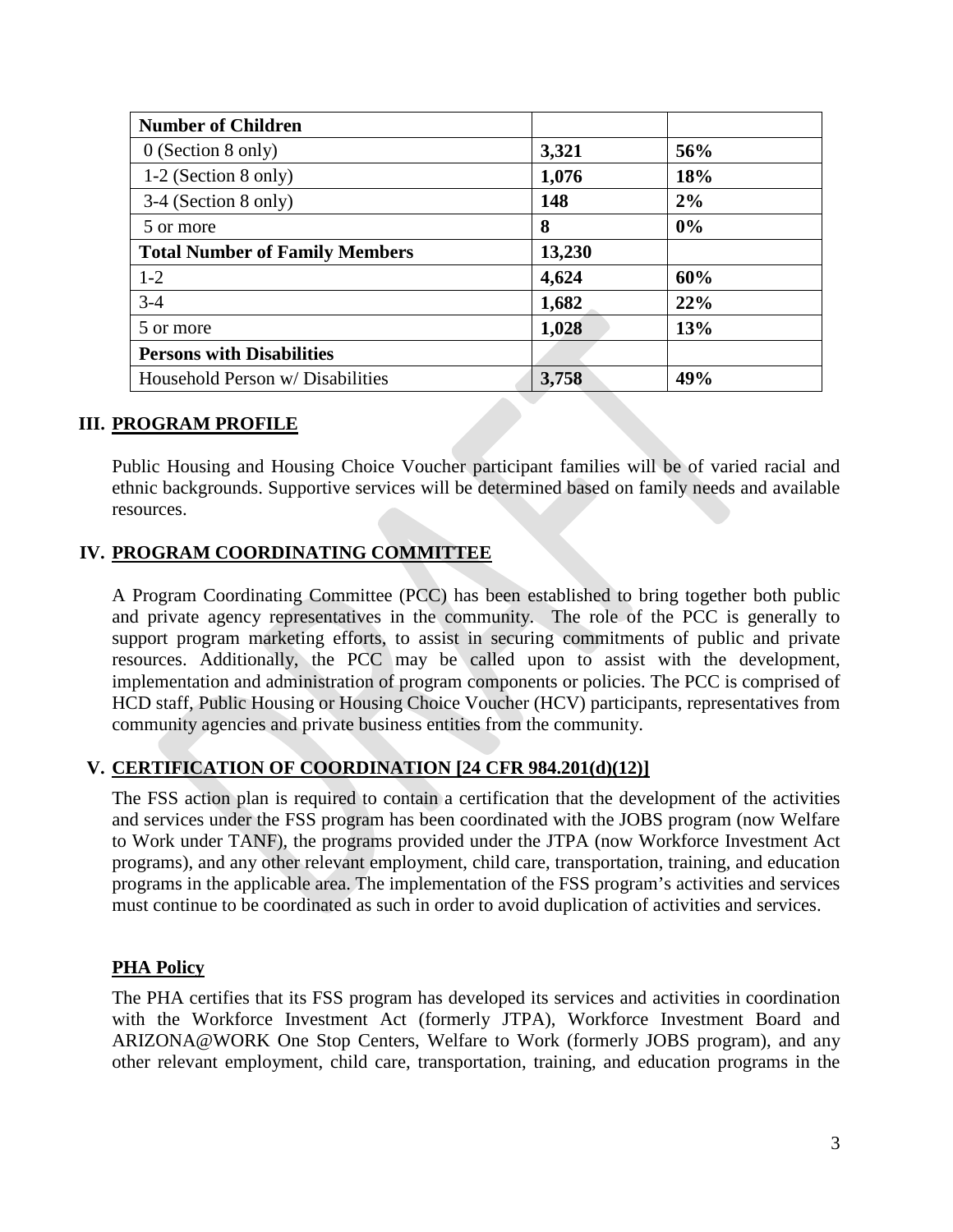| **Number of Children** | | |
|---|---|---|
| 0 (Section 8 only) | **3,321** | **56%** |
| 1-2 (Section 8 only) | **1,076** | **18%** |
| 3-4 (Section 8 only) | **148** | **2%** |
| 5 or more | **8** | **0%** |
| **Total Number of Family Members** | **13,230** | |
| 1-2 | **4,624** | **60%** |
| 3-4 | **1,682** | **22%** |
| 5 or more | **1,028** | **13%** |
| **Persons with Disabilities** | | |
| Household Person w/ Disabilities | **3,758** | **49%** |

## III. PROGRAM PROFILE

Public Housing and Housing Choice Voucher participant families will be of varied racial and ethnic backgrounds. Supportive services will be determined based on family needs and available resources.

## IV. PROGRAM COORDINATING COMMITTEE

A Program Coordinating Committee (PCC) has been established to bring together both public and private agency representatives in the community. The role of the PCC is generally to support program marketing efforts, to assist in securing commitments of public and private resources. Additionally, the PCC may be called upon to assist with the development, implementation and administration of program components or policies. The PCC is comprised of HCD staff, Public Housing or Housing Choice Voucher (HCV) participants, representatives from community agencies and private business entities from the community.

## V. CERTIFICATION OF COORDINATION [24 CFR 984.201(d)(12)]

The FSS action plan is required to contain a certification that the development of the activities and services under the FSS program has been coordinated with the JOBS program (now Welfare to Work under TANF), the programs provided under the JTPA (now Workforce Investment Act programs), and any other relevant employment, child care, transportation, training, and education programs in the applicable area. The implementation of the FSS program's activities and services must continue to be coordinated as such in order to avoid duplication of activities and services.

**PHA Policy**

The PHA certifies that its FSS program has developed its services and activities in coordination with the Workforce Investment Act (formerly JTPA), Workforce Investment Board and ARIZONA@WORK One Stop Centers, Welfare to Work (formerly JOBS program), and any other relevant employment, child care, transportation, training, and education programs in the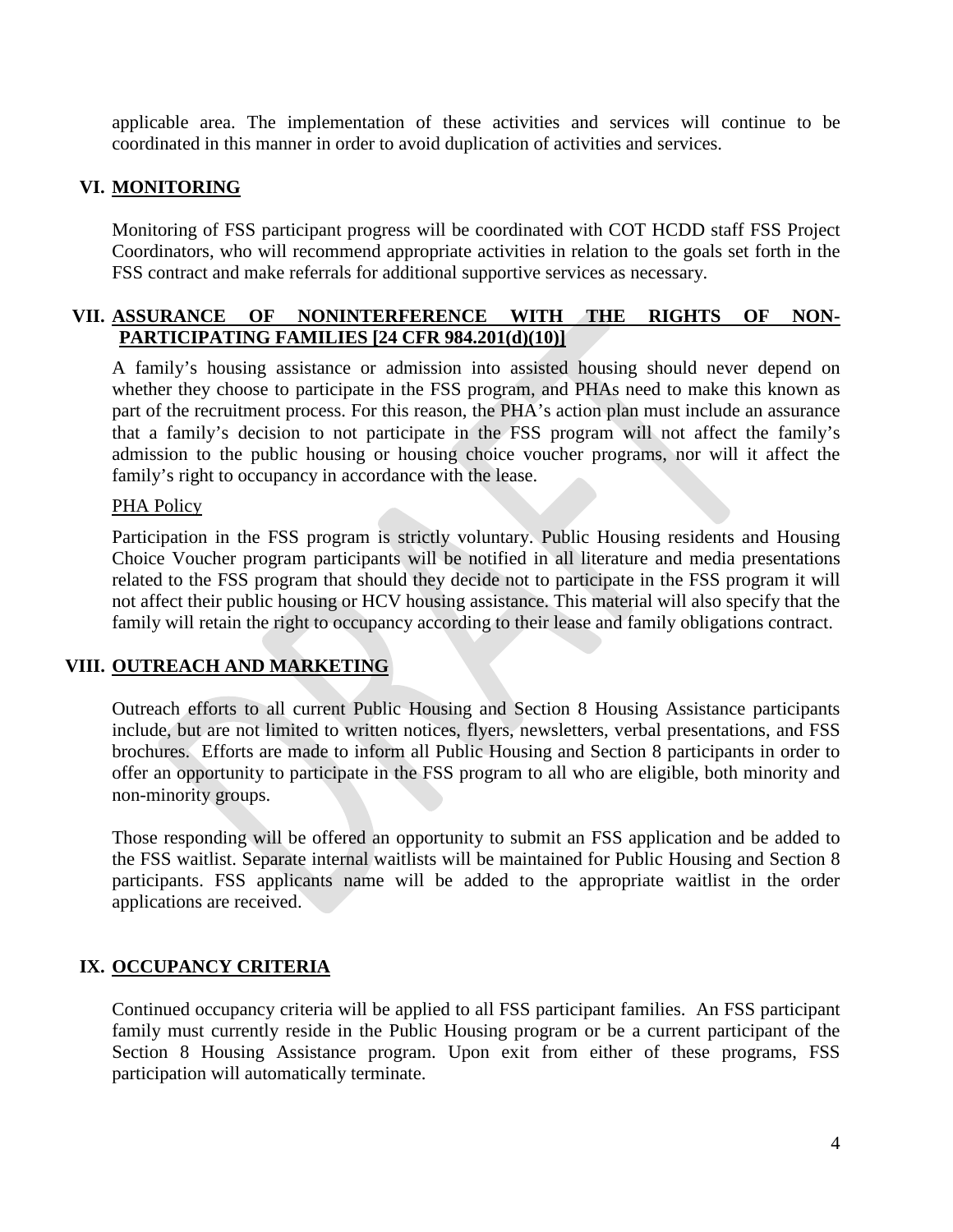applicable area. The implementation of these activities and services will continue to be coordinated in this manner in order to avoid duplication of activities and services.

## VI. MONITORING

Monitoring of FSS participant progress will be coordinated with COT HCDD staff FSS Project Coordinators, who will recommend appropriate activities in relation to the goals set forth in the FSS contract and make referrals for additional supportive services as necessary.

## VII. ASSURANCE OF NONINTERFERENCE WITH THE RIGHTS OF NON-PARTICIPATING FAMILIES [24 CFR 984.201(d)(10)]

A family's housing assistance or admission into assisted housing should never depend on whether they choose to participate in the FSS program, and PHAs need to make this known as part of the recruitment process. For this reason, the PHA's action plan must include an assurance that a family's decision to not participate in the FSS program will not affect the family's admission to the public housing or housing choice voucher programs, nor will it affect the family's right to occupancy in accordance with the lease.

PHA Policy

Participation in the FSS program is strictly voluntary. Public Housing residents and Housing Choice Voucher program participants will be notified in all literature and media presentations related to the FSS program that should they decide not to participate in the FSS program it will not affect their public housing or HCV housing assistance. This material will also specify that the family will retain the right to occupancy according to their lease and family obligations contract.

## VIII. OUTREACH AND MARKETING

Outreach efforts to all current Public Housing and Section 8 Housing Assistance participants include, but are not limited to written notices, flyers, newsletters, verbal presentations, and FSS brochures. Efforts are made to inform all Public Housing and Section 8 participants in order to offer an opportunity to participate in the FSS program to all who are eligible, both minority and non-minority groups.

Those responding will be offered an opportunity to submit an FSS application and be added to the FSS waitlist. Separate internal waitlists will be maintained for Public Housing and Section 8 participants. FSS applicants name will be added to the appropriate waitlist in the order applications are received.

## IX. OCCUPANCY CRITERIA

Continued occupancy criteria will be applied to all FSS participant families. An FSS participant family must currently reside in the Public Housing program or be a current participant of the Section 8 Housing Assistance program. Upon exit from either of these programs, FSS participation will automatically terminate.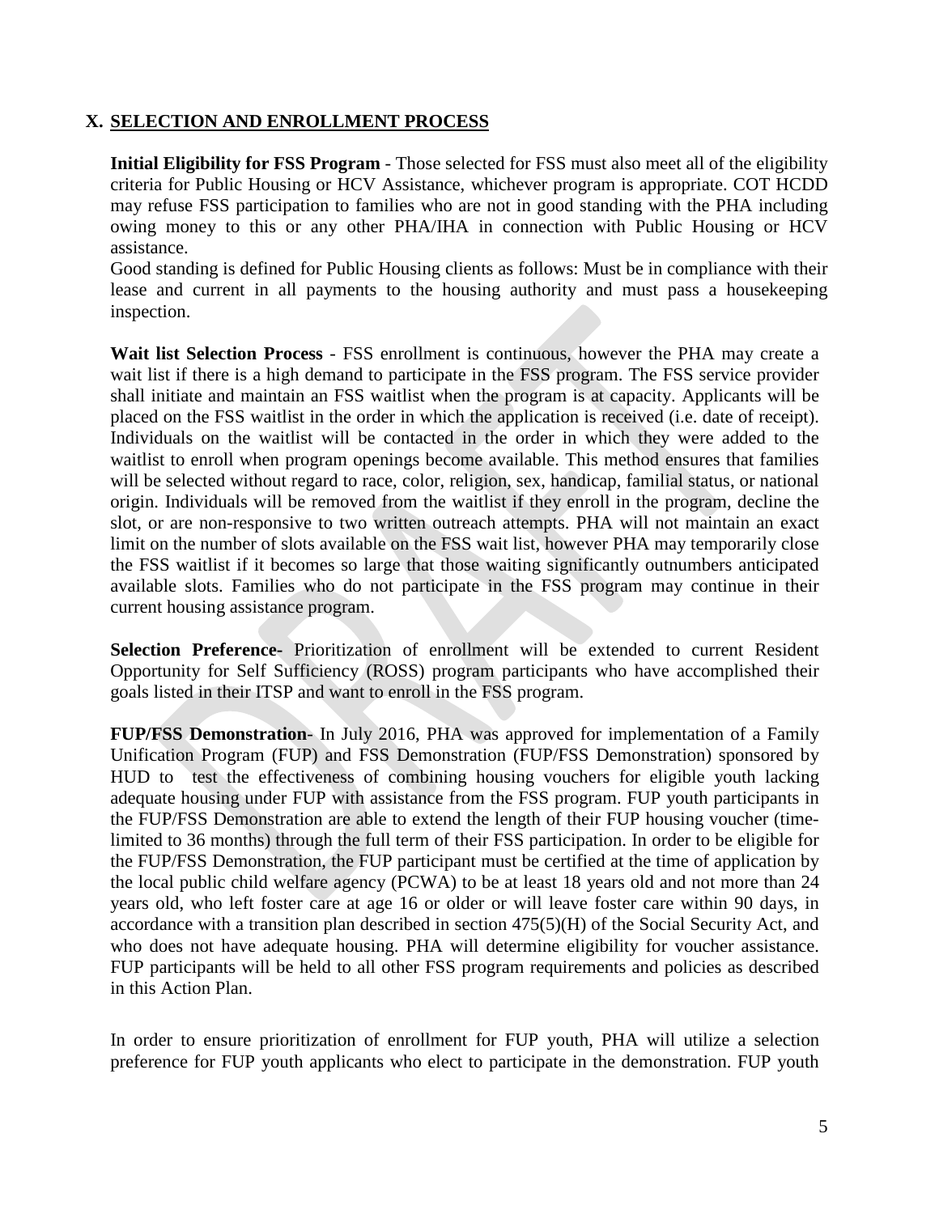## X. SELECTION AND ENROLLMENT PROCESS

**Initial Eligibility for FSS Program** - Those selected for FSS must also meet all of the eligibility criteria for Public Housing or HCV Assistance, whichever program is appropriate. COT HCDD may refuse FSS participation to families who are not in good standing with the PHA including owing money to this or any other PHA/IHA in connection with Public Housing or HCV assistance.

Good standing is defined for Public Housing clients as follows: Must be in compliance with their lease and current in all payments to the housing authority and must pass a housekeeping inspection.

**Wait list Selection Process** - FSS enrollment is continuous, however the PHA may create a wait list if there is a high demand to participate in the FSS program. The FSS service provider shall initiate and maintain an FSS waitlist when the program is at capacity. Applicants will be placed on the FSS waitlist in the order in which the application is received (i.e. date of receipt). Individuals on the waitlist will be contacted in the order in which they were added to the waitlist to enroll when program openings become available. This method ensures that families will be selected without regard to race, color, religion, sex, handicap, familial status, or national origin. Individuals will be removed from the waitlist if they enroll in the program, decline the slot, or are non-responsive to two written outreach attempts. PHA will not maintain an exact limit on the number of slots available on the FSS wait list, however PHA may temporarily close the FSS waitlist if it becomes so large that those waiting significantly outnumbers anticipated available slots. Families who do not participate in the FSS program may continue in their current housing assistance program.

**Selection Preference-** Prioritization of enrollment will be extended to current Resident Opportunity for Self Sufficiency (ROSS) program participants who have accomplished their goals listed in their ITSP and want to enroll in the FSS program.

**FUP/FSS Demonstration**- In July 2016, PHA was approved for implementation of a Family Unification Program (FUP) and FSS Demonstration (FUP/FSS Demonstration) sponsored by HUD to test the effectiveness of combining housing vouchers for eligible youth lacking adequate housing under FUP with assistance from the FSS program. FUP youth participants in the FUP/FSS Demonstration are able to extend the length of their FUP housing voucher (time-limited to 36 months) through the full term of their FSS participation. In order to be eligible for the FUP/FSS Demonstration, the FUP participant must be certified at the time of application by the local public child welfare agency (PCWA) to be at least 18 years old and not more than 24 years old, who left foster care at age 16 or older or will leave foster care within 90 days, in accordance with a transition plan described in section 475(5)(H) of the Social Security Act, and who does not have adequate housing. PHA will determine eligibility for voucher assistance. FUP participants will be held to all other FSS program requirements and policies as described in this Action Plan.

In order to ensure prioritization of enrollment for FUP youth, PHA will utilize a selection preference for FUP youth applicants who elect to participate in the demonstration. FUP youth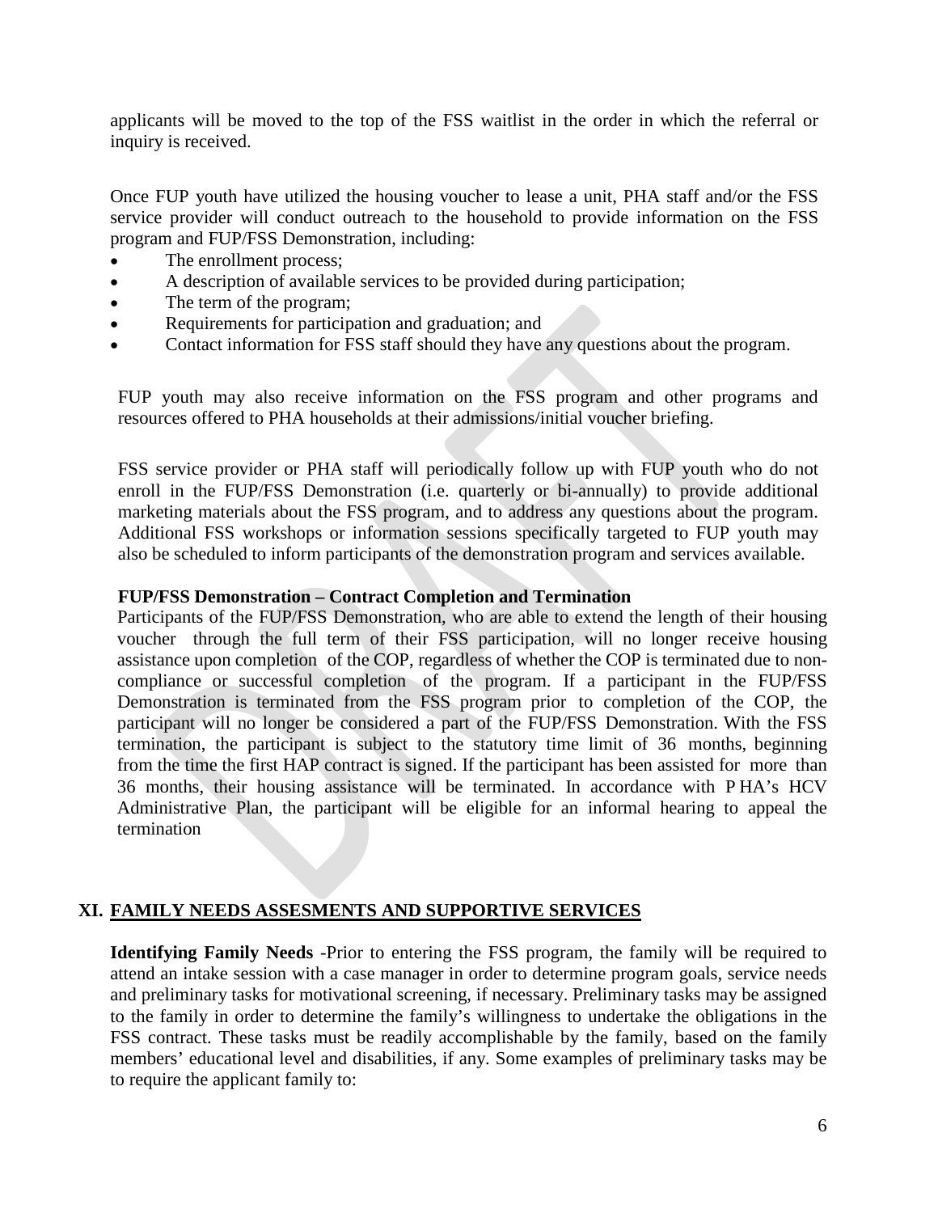applicants will be moved to the top of the FSS waitlist in the order in which the referral or inquiry is received.

Once FUP youth have utilized the housing voucher to lease a unit, PHA staff and/or the FSS service provider will conduct outreach to the household to provide information on the FSS program and FUP/FSS Demonstration, including:

- The enrollment process;
- A description of available services to be provided during participation;
- The term of the program;
- Requirements for participation and graduation; and
- Contact information for FSS staff should they have any questions about the program.

FUP youth may also receive information on the FSS program and other programs and resources offered to PHA households at their admissions/initial voucher briefing.

FSS service provider or PHA staff will periodically follow up with FUP youth who do not enroll in the FUP/FSS Demonstration (i.e. quarterly or bi-annually) to provide additional marketing materials about the FSS program, and to address any questions about the program. Additional FSS workshops or information sessions specifically targeted to FUP youth may also be scheduled to inform participants of the demonstration program and services available.

**FUP/FSS Demonstration – Contract Completion and Termination**

Participants of the FUP/FSS Demonstration, who are able to extend the length of their housing voucher through the full term of their FSS participation, will no longer receive housing assistance upon completion of the COP, regardless of whether the COP is terminated due to non-compliance or successful completion of the program. If a participant in the FUP/FSS Demonstration is terminated from the FSS program prior to completion of the COP, the participant will no longer be considered a part of the FUP/FSS Demonstration. With the FSS termination, the participant is subject to the statutory time limit of 36 months, beginning from the time the first HAP contract is signed. If the participant has been assisted for more than 36 months, their housing assistance will be terminated. In accordance with PHA's HCV Administrative Plan, the participant will be eligible for an informal hearing to appeal the termination

## XI. FAMILY NEEDS ASSESMENTS AND SUPPORTIVE SERVICES

**Identifying Family Needs** -Prior to entering the FSS program, the family will be required to attend an intake session with a case manager in order to determine program goals, service needs and preliminary tasks for motivational screening, if necessary. Preliminary tasks may be assigned to the family in order to determine the family's willingness to undertake the obligations in the FSS contract. These tasks must be readily accomplishable by the family, based on the family members' educational level and disabilities, if any. Some examples of preliminary tasks may be to require the applicant family to: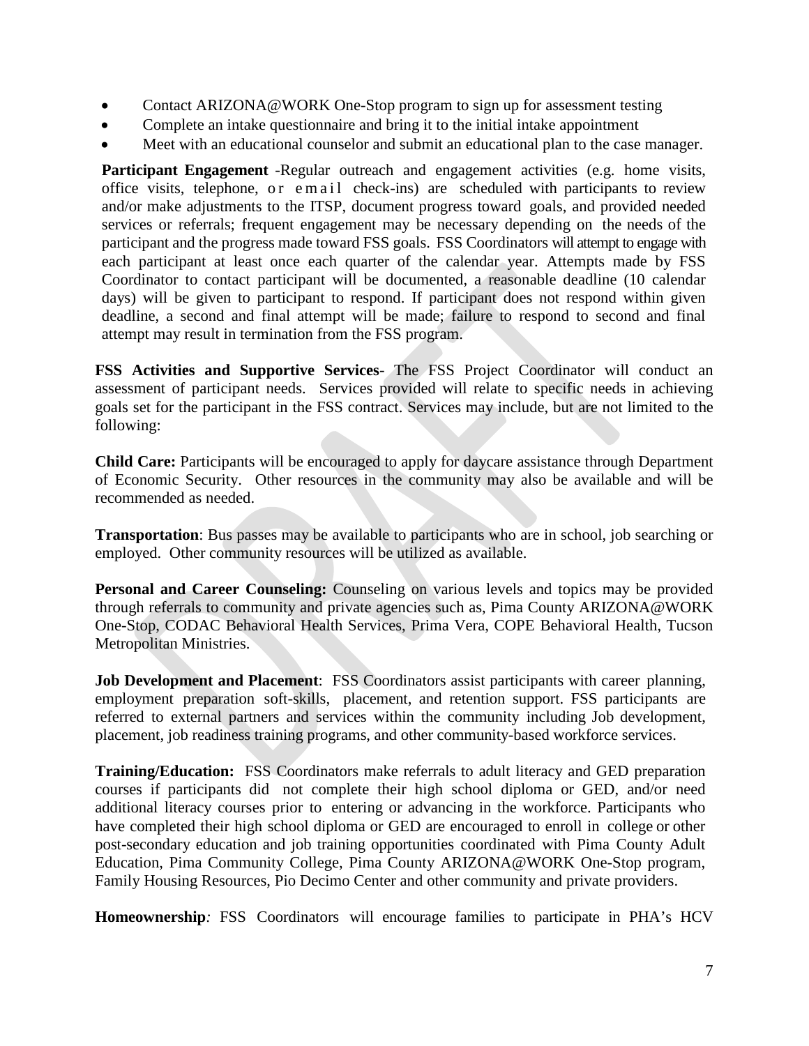- Contact ARIZONA@WORK One-Stop program to sign up for assessment testing
- Complete an intake questionnaire and bring it to the initial intake appointment
- Meet with an educational counselor and submit an educational plan to the case manager.

**Participant Engagement** -Regular outreach and engagement activities (e.g. home visits, office visits, telephone, or email check-ins) are scheduled with participants to review and/or make adjustments to the ITSP, document progress toward goals, and provided needed services or referrals; frequent engagement may be necessary depending on the needs of the participant and the progress made toward FSS goals. FSS Coordinators will attempt to engage with each participant at least once each quarter of the calendar year. Attempts made by FSS Coordinator to contact participant will be documented, a reasonable deadline (10 calendar days) will be given to participant to respond. If participant does not respond within given deadline, a second and final attempt will be made; failure to respond to second and final attempt may result in termination from the FSS program.

**FSS Activities and Supportive Services**- The FSS Project Coordinator will conduct an assessment of participant needs. Services provided will relate to specific needs in achieving goals set for the participant in the FSS contract. Services may include, but are not limited to the following:

**Child Care:** Participants will be encouraged to apply for daycare assistance through Department of Economic Security. Other resources in the community may also be available and will be recommended as needed.

**Transportation**: Bus passes may be available to participants who are in school, job searching or employed. Other community resources will be utilized as available.

**Personal and Career Counseling:** Counseling on various levels and topics may be provided through referrals to community and private agencies such as, Pima County ARIZONA@WORK One-Stop, CODAC Behavioral Health Services, Prima Vera, COPE Behavioral Health, Tucson Metropolitan Ministries.

**Job Development and Placement**: FSS Coordinators assist participants with career planning, employment preparation soft-skills, placement, and retention support. FSS participants are referred to external partners and services within the community including Job development, placement, job readiness training programs, and other community-based workforce services.

**Training/Education:** FSS Coordinators make referrals to adult literacy and GED preparation courses if participants did not complete their high school diploma or GED, and/or need additional literacy courses prior to entering or advancing in the workforce. Participants who have completed their high school diploma or GED are encouraged to enroll in college or other post-secondary education and job training opportunities coordinated with Pima County Adult Education, Pima Community College, Pima County ARIZONA@WORK One-Stop program, Family Housing Resources, Pio Decimo Center and other community and private providers.

**Homeownership***:* FSS Coordinators will encourage families to participate in PHA's HCV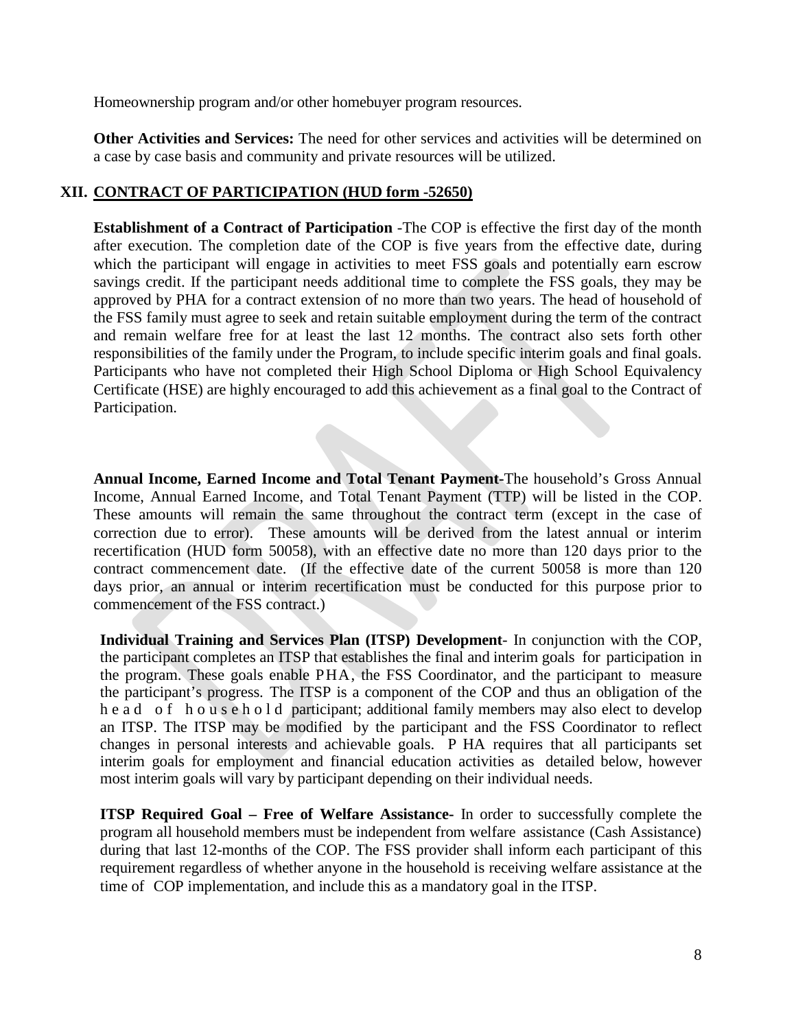Homeownership program and/or other homebuyer program resources.

**Other Activities and Services:** The need for other services and activities will be determined on a case by case basis and community and private resources will be utilized.

## XII. CONTRACT OF PARTICIPATION (HUD form -52650)

**Establishment of a Contract of Participation** -The COP is effective the first day of the month after execution. The completion date of the COP is five years from the effective date, during which the participant will engage in activities to meet FSS goals and potentially earn escrow savings credit. If the participant needs additional time to complete the FSS goals, they may be approved by PHA for a contract extension of no more than two years. The head of household of the FSS family must agree to seek and retain suitable employment during the term of the contract and remain welfare free for at least the last 12 months. The contract also sets forth other responsibilities of the family under the Program, to include specific interim goals and final goals. Participants who have not completed their High School Diploma or High School Equivalency Certificate (HSE) are highly encouraged to add this achievement as a final goal to the Contract of Participation.

**Annual Income, Earned Income and Total Tenant Payment**-The household's Gross Annual Income, Annual Earned Income, and Total Tenant Payment (TTP) will be listed in the COP. These amounts will remain the same throughout the contract term (except in the case of correction due to error). These amounts will be derived from the latest annual or interim recertification (HUD form 50058), with an effective date no more than 120 days prior to the contract commencement date. (If the effective date of the current 50058 is more than 120 days prior, an annual or interim recertification must be conducted for this purpose prior to commencement of the FSS contract.)

**Individual Training and Services Plan (ITSP) Development**- In conjunction with the COP, the participant completes an ITSP that establishes the final and interim goals for participation in the program. These goals enable PHA, the FSS Coordinator, and the participant to measure the participant's progress. The ITSP is a component of the COP and thus an obligation of the head of household participant; additional family members may also elect to develop an ITSP. The ITSP may be modified by the participant and the FSS Coordinator to reflect changes in personal interests and achievable goals. PHA requires that all participants set interim goals for employment and financial education activities as detailed below, however most interim goals will vary by participant depending on their individual needs.

**ITSP Required Goal – Free of Welfare Assistance-** In order to successfully complete the program all household members must be independent from welfare assistance (Cash Assistance) during that last 12-months of the COP. The FSS provider shall inform each participant of this requirement regardless of whether anyone in the household is receiving welfare assistance at the time of COP implementation, and include this as a mandatory goal in the ITSP.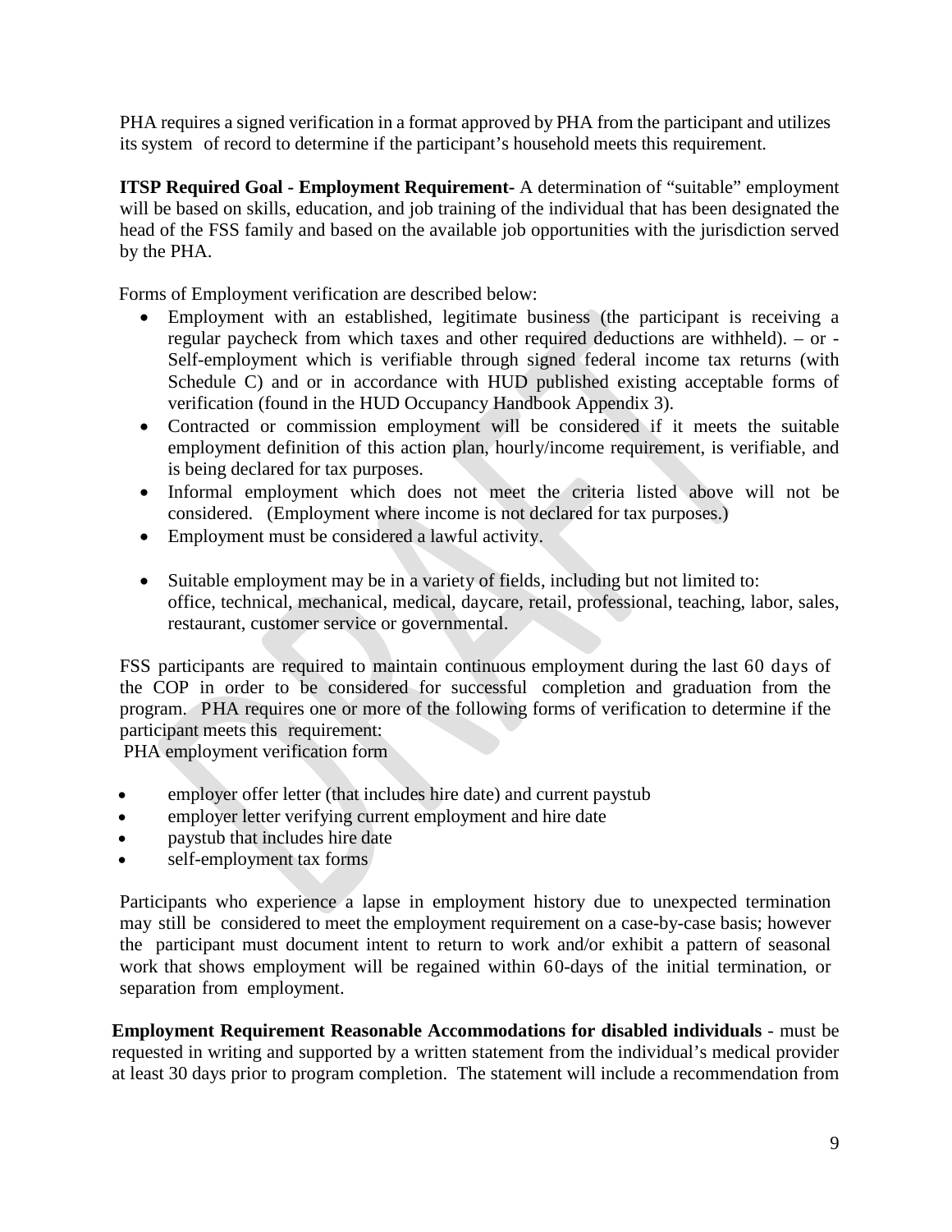PHA requires a signed verification in a format approved by PHA from the participant and utilizes its system of record to determine if the participant's household meets this requirement.

**ITSP Required Goal - Employment Requirement-** A determination of "suitable" employment will be based on skills, education, and job training of the individual that has been designated the head of the FSS family and based on the available job opportunities with the jurisdiction served by the PHA.

Forms of Employment verification are described below:

- Employment with an established, legitimate business (the participant is receiving a regular paycheck from which taxes and other required deductions are withheld). – or - Self-employment which is verifiable through signed federal income tax returns (with Schedule C) and or in accordance with HUD published existing acceptable forms of verification (found in the HUD Occupancy Handbook Appendix 3).
- Contracted or commission employment will be considered if it meets the suitable employment definition of this action plan, hourly/income requirement, is verifiable, and is being declared for tax purposes.
- Informal employment which does not meet the criteria listed above will not be considered. (Employment where income is not declared for tax purposes.)
- Employment must be considered a lawful activity.
- Suitable employment may be in a variety of fields, including but not limited to: office, technical, mechanical, medical, daycare, retail, professional, teaching, labor, sales, restaurant, customer service or governmental.

FSS participants are required to maintain continuous employment during the last 60 days of the COP in order to be considered for successful completion and graduation from the program. PHA requires one or more of the following forms of verification to determine if the participant meets this requirement:

PHA employment verification form

- employer offer letter (that includes hire date) and current paystub
- employer letter verifying current employment and hire date
- paystub that includes hire date
- self-employment tax forms

Participants who experience a lapse in employment history due to unexpected termination may still be considered to meet the employment requirement on a case-by-case basis; however the participant must document intent to return to work and/or exhibit a pattern of seasonal work that shows employment will be regained within 60-days of the initial termination, or separation from employment.

**Employment Requirement Reasonable Accommodations for disabled individuals** - must be requested in writing and supported by a written statement from the individual's medical provider at least 30 days prior to program completion. The statement will include a recommendation from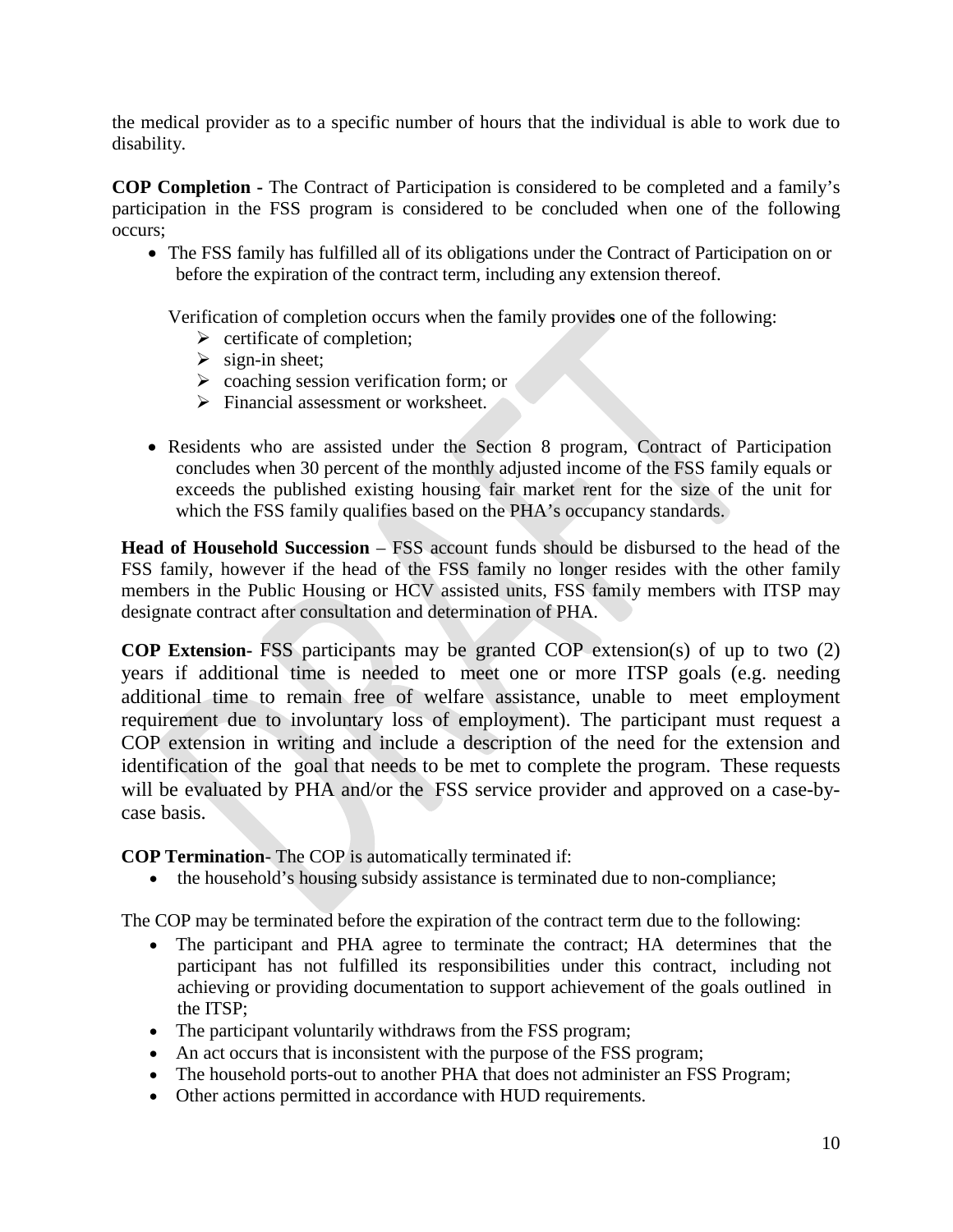the medical provider as to a specific number of hours that the individual is able to work due to disability.

**COP Completion -** The Contract of Participation is considered to be completed and a family's participation in the FSS program is considered to be concluded when one of the following occurs;

- The FSS family has fulfilled all of its obligations under the Contract of Participation on or before the expiration of the contract term, including any extension thereof.

  Verification of completion occurs when the family provides one of the following:
  - certificate of completion;
  - sign-in sheet;
  - coaching session verification form; or
  - Financial assessment or worksheet.

- Residents who are assisted under the Section 8 program, Contract of Participation concludes when 30 percent of the monthly adjusted income of the FSS family equals or exceeds the published existing housing fair market rent for the size of the unit for which the FSS family qualifies based on the PHA's occupancy standards.

**Head of Household Succession** – FSS account funds should be disbursed to the head of the FSS family, however if the head of the FSS family no longer resides with the other family members in the Public Housing or HCV assisted units, FSS family members with ITSP may designate contract after consultation and determination of PHA.

**COP Extension-** FSS participants may be granted COP extension(s) of up to two (2) years if additional time is needed to meet one or more ITSP goals (e.g. needing additional time to remain free of welfare assistance, unable to meet employment requirement due to involuntary loss of employment). The participant must request a COP extension in writing and include a description of the need for the extension and identification of the goal that needs to be met to complete the program. These requests will be evaluated by PHA and/or the FSS service provider and approved on a case-by-case basis.

**COP Termination**- The COP is automatically terminated if:

- the household's housing subsidy assistance is terminated due to non-compliance;

The COP may be terminated before the expiration of the contract term due to the following:

- The participant and PHA agree to terminate the contract; HA determines that the participant has not fulfilled its responsibilities under this contract, including not achieving or providing documentation to support achievement of the goals outlined in the ITSP;
- The participant voluntarily withdraws from the FSS program;
- An act occurs that is inconsistent with the purpose of the FSS program;
- The household ports-out to another PHA that does not administer an FSS Program;
- Other actions permitted in accordance with HUD requirements.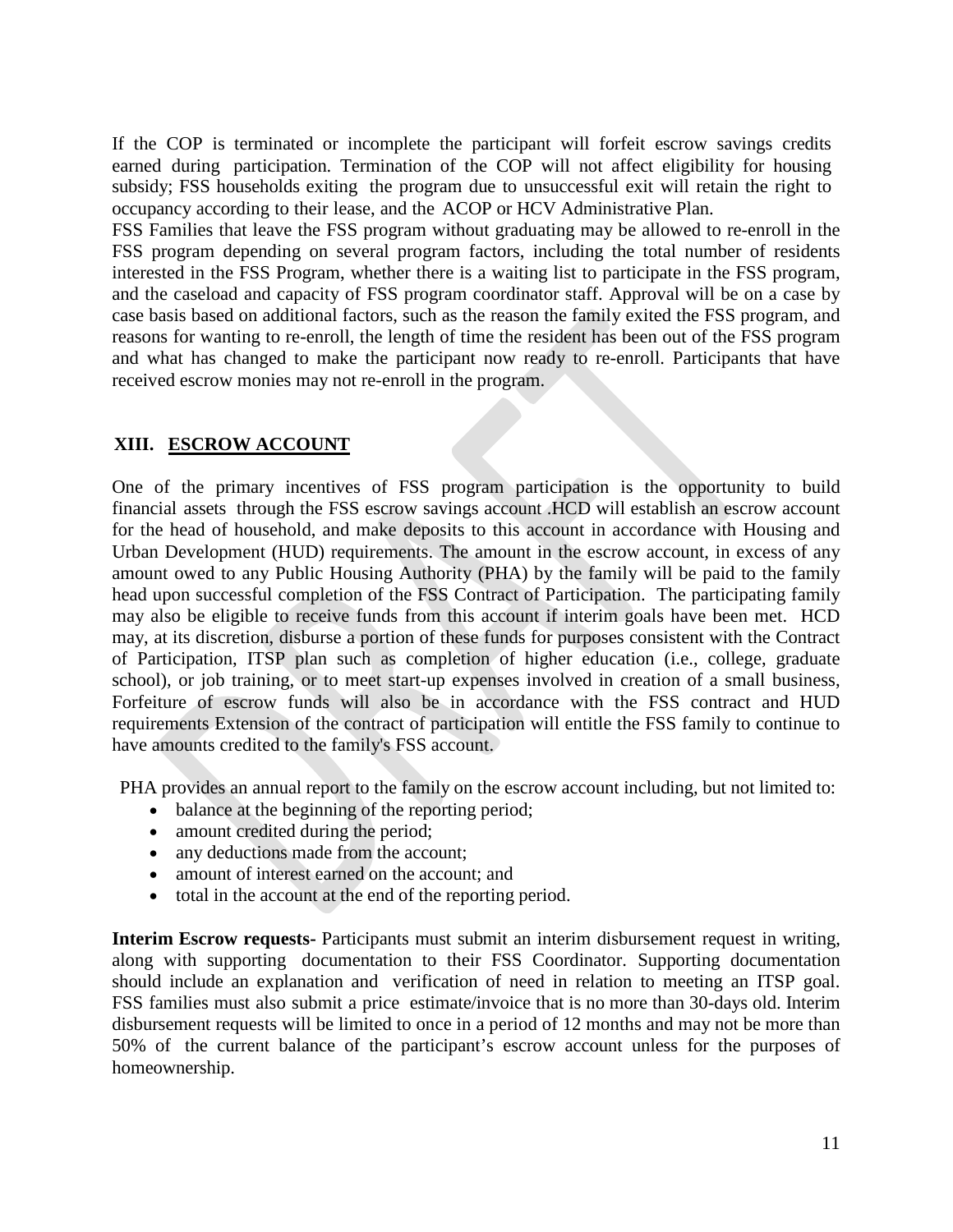If the COP is terminated or incomplete the participant will forfeit escrow savings credits earned during participation. Termination of the COP will not affect eligibility for housing subsidy; FSS households exiting the program due to unsuccessful exit will retain the right to occupancy according to their lease, and the ACOP or HCV Administrative Plan.

FSS Families that leave the FSS program without graduating may be allowed to re-enroll in the FSS program depending on several program factors, including the total number of residents interested in the FSS Program, whether there is a waiting list to participate in the FSS program, and the caseload and capacity of FSS program coordinator staff. Approval will be on a case by case basis based on additional factors, such as the reason the family exited the FSS program, and reasons for wanting to re-enroll, the length of time the resident has been out of the FSS program and what has changed to make the participant now ready to re-enroll. Participants that have received escrow monies may not re-enroll in the program.

## XIII. ESCROW ACCOUNT

One of the primary incentives of FSS program participation is the opportunity to build financial assets through the FSS escrow savings account .HCD will establish an escrow account for the head of household, and make deposits to this account in accordance with Housing and Urban Development (HUD) requirements. The amount in the escrow account, in excess of any amount owed to any Public Housing Authority (PHA) by the family will be paid to the family head upon successful completion of the FSS Contract of Participation. The participating family may also be eligible to receive funds from this account if interim goals have been met. HCD may, at its discretion, disburse a portion of these funds for purposes consistent with the Contract of Participation, ITSP plan such as completion of higher education (i.e., college, graduate school), or job training, or to meet start-up expenses involved in creation of a small business, Forfeiture of escrow funds will also be in accordance with the FSS contract and HUD requirements Extension of the contract of participation will entitle the FSS family to continue to have amounts credited to the family's FSS account.

PHA provides an annual report to the family on the escrow account including, but not limited to:

- balance at the beginning of the reporting period;
- amount credited during the period;
- any deductions made from the account;
- amount of interest earned on the account; and
- total in the account at the end of the reporting period.

**Interim Escrow requests-** Participants must submit an interim disbursement request in writing, along with supporting documentation to their FSS Coordinator. Supporting documentation should include an explanation and verification of need in relation to meeting an ITSP goal. FSS families must also submit a price estimate/invoice that is no more than 30-days old. Interim disbursement requests will be limited to once in a period of 12 months and may not be more than 50% of the current balance of the participant's escrow account unless for the purposes of homeownership.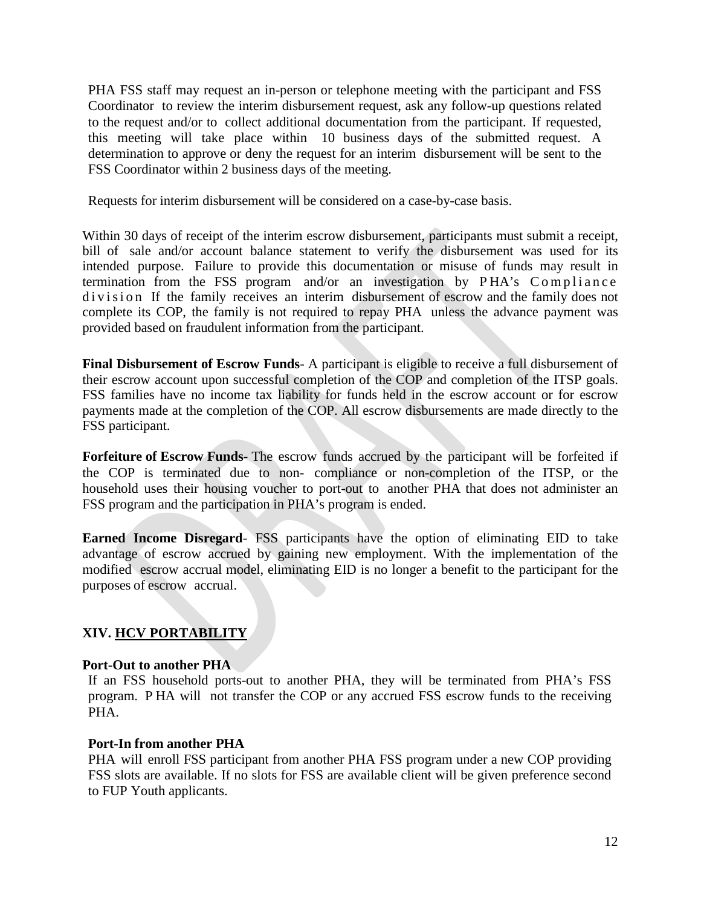PHA FSS staff may request an in-person or telephone meeting with the participant and FSS Coordinator to review the interim disbursement request, ask any follow-up questions related to the request and/or to collect additional documentation from the participant. If requested, this meeting will take place within 10 business days of the submitted request. A determination to approve or deny the request for an interim disbursement will be sent to the FSS Coordinator within 2 business days of the meeting.

Requests for interim disbursement will be considered on a case-by-case basis.

Within 30 days of receipt of the interim escrow disbursement, participants must submit a receipt, bill of sale and/or account balance statement to verify the disbursement was used for its intended purpose. Failure to provide this documentation or misuse of funds may result in termination from the FSS program and/or an investigation by PHA's Compliance division If the family receives an interim disbursement of escrow and the family does not complete its COP, the family is not required to repay PHA unless the advance payment was provided based on fraudulent information from the participant.

**Final Disbursement of Escrow Funds**- A participant is eligible to receive a full disbursement of their escrow account upon successful completion of the COP and completion of the ITSP goals. FSS families have no income tax liability for funds held in the escrow account or for escrow payments made at the completion of the COP. All escrow disbursements are made directly to the FSS participant.

**Forfeiture of Escrow Funds**- The escrow funds accrued by the participant will be forfeited if the COP is terminated due to non- compliance or non-completion of the ITSP, or the household uses their housing voucher to port-out to another PHA that does not administer an FSS program and the participation in PHA's program is ended.

**Earned Income Disregard**- FSS participants have the option of eliminating EID to take advantage of escrow accrued by gaining new employment. With the implementation of the modified escrow accrual model, eliminating EID is no longer a benefit to the participant for the purposes of escrow accrual.

## XIV. HCV PORTABILITY

**Port-Out to another PHA**

If an FSS household ports-out to another PHA, they will be terminated from PHA's FSS program. PHA will not transfer the COP or any accrued FSS escrow funds to the receiving PHA.

**Port-In from another PHA**

PHA will enroll FSS participant from another PHA FSS program under a new COP providing FSS slots are available. If no slots for FSS are available client will be given preference second to FUP Youth applicants.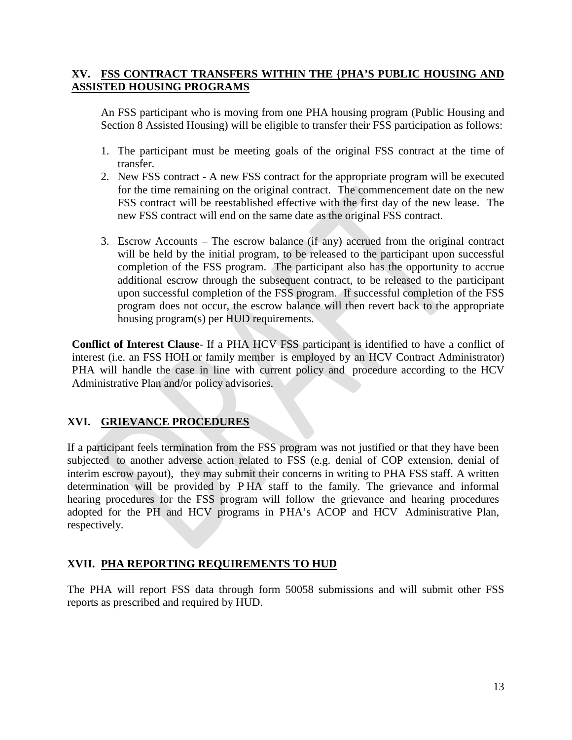## XV. FSS CONTRACT TRANSFERS WITHIN THE {PHA'S PUBLIC HOUSING AND ASSISTED HOUSING PROGRAMS

An FSS participant who is moving from one PHA housing program (Public Housing and Section 8 Assisted Housing) will be eligible to transfer their FSS participation as follows:

1. The participant must be meeting goals of the original FSS contract at the time of transfer.
2. New FSS contract - A new FSS contract for the appropriate program will be executed for the time remaining on the original contract. The commencement date on the new FSS contract will be reestablished effective with the first day of the new lease. The new FSS contract will end on the same date as the original FSS contract.
3. Escrow Accounts – The escrow balance (if any) accrued from the original contract will be held by the initial program, to be released to the participant upon successful completion of the FSS program. The participant also has the opportunity to accrue additional escrow through the subsequent contract, to be released to the participant upon successful completion of the FSS program. If successful completion of the FSS program does not occur, the escrow balance will then revert back to the appropriate housing program(s) per HUD requirements.

**Conflict of Interest Clause**- If a PHA HCV FSS participant is identified to have a conflict of interest (i.e. an FSS HOH or family member is employed by an HCV Contract Administrator) PHA will handle the case in line with current policy and procedure according to the HCV Administrative Plan and/or policy advisories.

## XVI. GRIEVANCE PROCEDURES

If a participant feels termination from the FSS program was not justified or that they have been subjected to another adverse action related to FSS (e.g. denial of COP extension, denial of interim escrow payout), they may submit their concerns in writing to PHA FSS staff. A written determination will be provided by PHA staff to the family. The grievance and informal hearing procedures for the FSS program will follow the grievance and hearing procedures adopted for the PH and HCV programs in PHA's ACOP and HCV Administrative Plan, respectively.

## XVII. PHA REPORTING REQUIREMENTS TO HUD

The PHA will report FSS data through form 50058 submissions and will submit other FSS reports as prescribed and required by HUD.